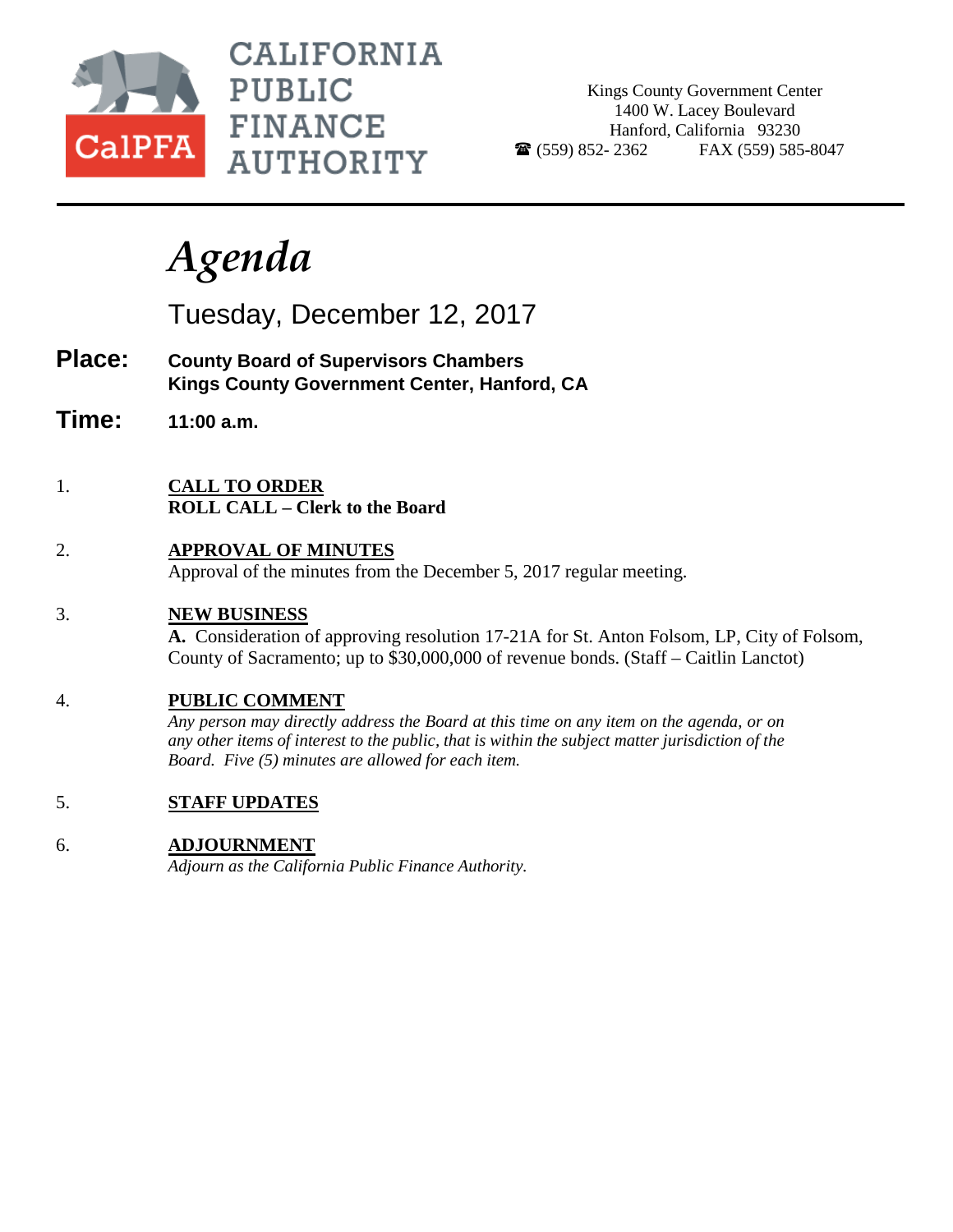# CALIFORNIA PUBLIC FINANCE AUTHORITY

CalPFA

Kings County Government Center
1400 W. Lacey Boulevard
Hanford, California 93230
☎ (559) 852- 2362 FAX (559) 585-8047

---

# *Agenda*

## Tuesday, December 12, 2017

**Place:** **County Board of Supervisors Chambers**
**Kings County Government Center, Hanford, CA**

**Time:** **11:00 a.m.**

1. **CALL TO ORDER**
   **ROLL CALL – Clerk to the Board**

2. **APPROVAL OF MINUTES**
   Approval of the minutes from the December 5, 2017 regular meeting.

3. **NEW BUSINESS**
   **A.** Consideration of approving resolution 17-21A for St. Anton Folsom, LP, City of Folsom, County of Sacramento; up to $30,000,000 of revenue bonds. (Staff – Caitlin Lanctot)

4. **PUBLIC COMMENT**
   *Any person may directly address the Board at this time on any item on the agenda, or on any other items of interest to the public, that is within the subject matter jurisdiction of the Board. Five (5) minutes are allowed for each item.*

5. **STAFF UPDATES**

6. **ADJOURNMENT**
   *Adjourn as the California Public Finance Authority.*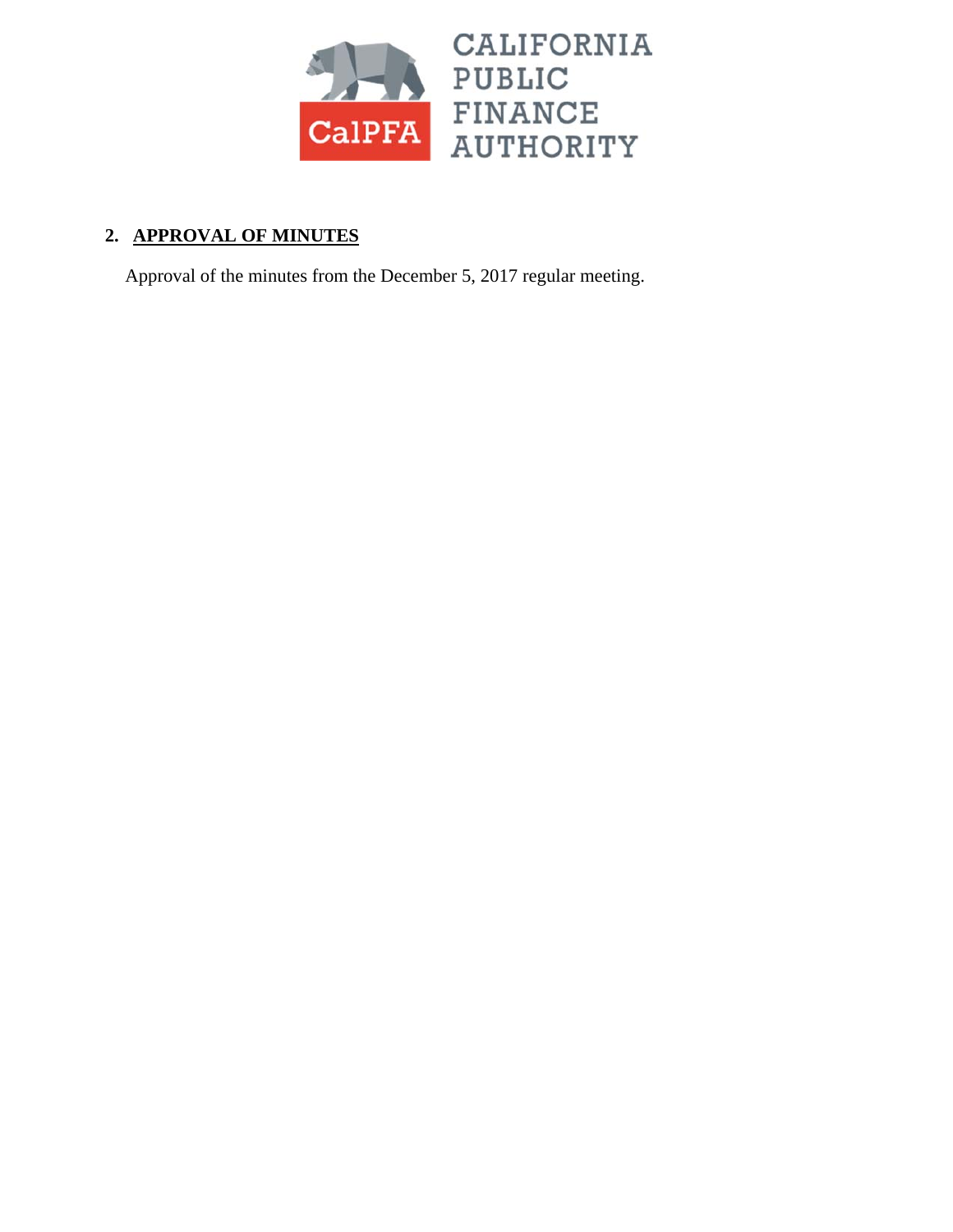CALIFORNIA PUBLIC FINANCE AUTHORITY

CalPFA

## 2. APPROVAL OF MINUTES

Approval of the minutes from the December 5, 2017 regular meeting.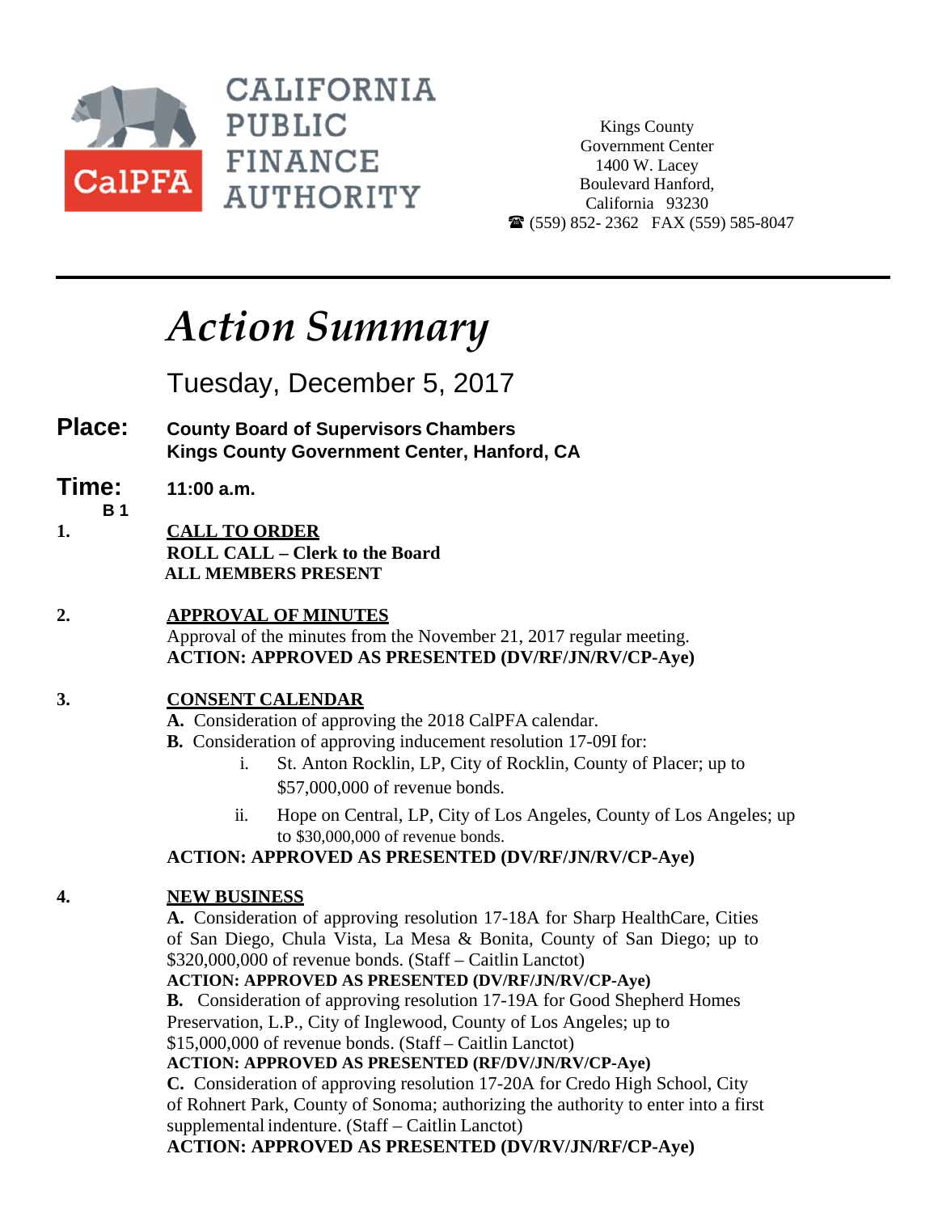CALIFORNIA PUBLIC FINANCE AUTHORITY

CalPFA

Kings County Government Center
1400 W. Lacey Boulevard Hanford, California 93230
☎ (559) 852- 2362 FAX (559) 585-8047

---

# *Action Summary*

Tuesday, December 5, 2017

**Place:** **County Board of Supervisors Chambers**
**Kings County Government Center, Hanford, CA**

**Time:** **11:00 a.m.**

**B 1**

**1.** **CALL TO ORDER**
**ROLL CALL – Clerk to the Board**
**ALL MEMBERS PRESENT**

**2.** **APPROVAL OF MINUTES**
Approval of the minutes from the November 21, 2017 regular meeting.
**ACTION: APPROVED AS PRESENTED (DV/RF/JN/RV/CP-Aye)**

**3.** **CONSENT CALENDAR**

**A.** Consideration of approving the 2018 CalPFA calendar.

**B.** Consideration of approving inducement resolution 17-09I for:

i. St. Anton Rocklin, LP, City of Rocklin, County of Placer; up to $57,000,000 of revenue bonds.

ii. Hope on Central, LP, City of Los Angeles, County of Los Angeles; up to $30,000,000 of revenue bonds.

**ACTION: APPROVED AS PRESENTED (DV/RF/JN/RV/CP-Aye)**

**4.** **NEW BUSINESS**

**A.** Consideration of approving resolution 17-18A for Sharp HealthCare, Cities of San Diego, Chula Vista, La Mesa & Bonita, County of San Diego; up to $320,000,000 of revenue bonds. (Staff – Caitlin Lanctot)
**ACTION: APPROVED AS PRESENTED (DV/RF/JN/RV/CP-Aye)**

**B.** Consideration of approving resolution 17-19A for Good Shepherd Homes Preservation, L.P., City of Inglewood, County of Los Angeles; up to $15,000,000 of revenue bonds. (Staff – Caitlin Lanctot)
**ACTION: APPROVED AS PRESENTED (RF/DV/JN/RV/CP-Aye)**

**C.** Consideration of approving resolution 17-20A for Credo High School, City of Rohnert Park, County of Sonoma; authorizing the authority to enter into a first supplemental indenture. (Staff – Caitlin Lanctot)
**ACTION: APPROVED AS PRESENTED (DV/RV/JN/RF/CP-Aye)**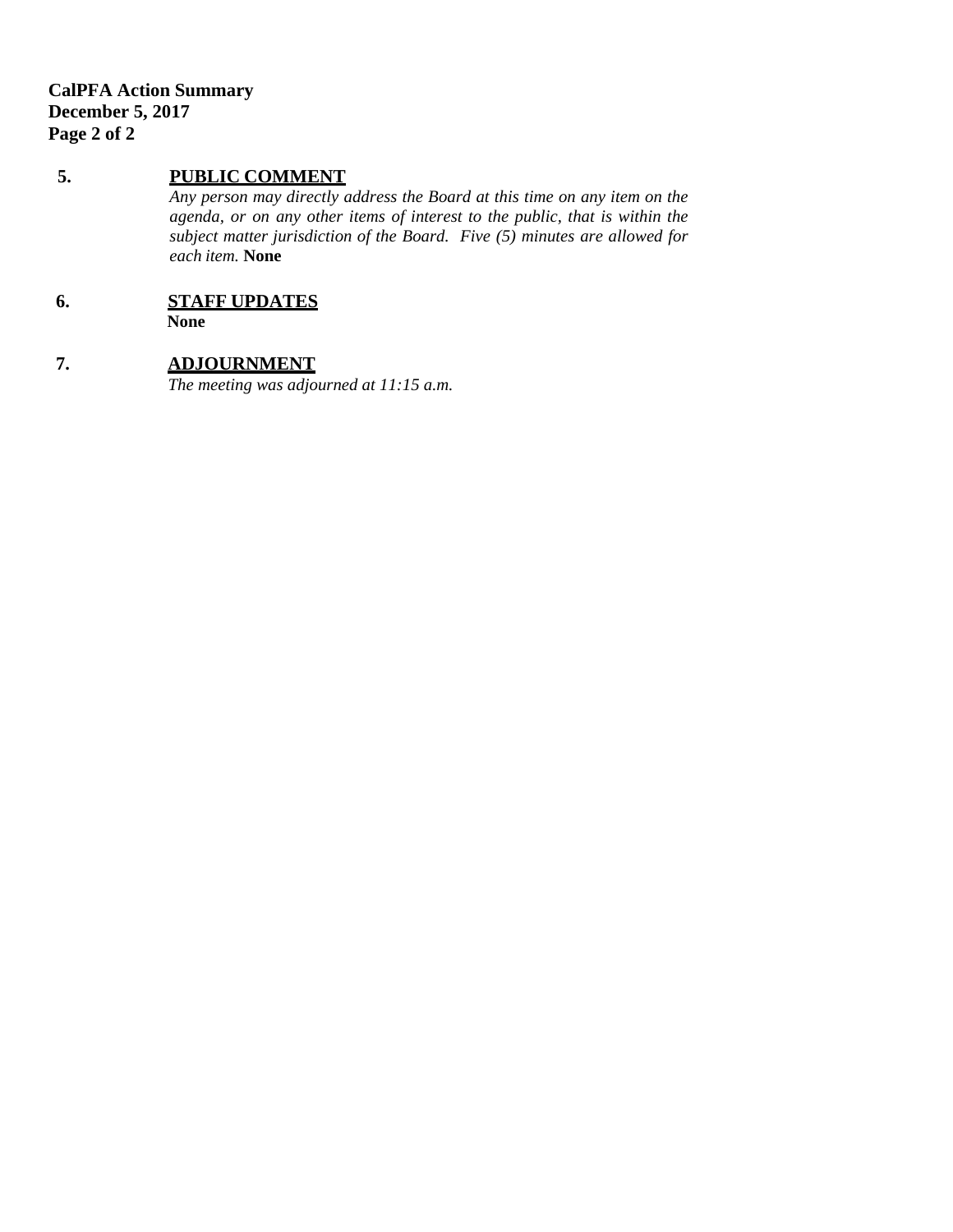**CalPFA Action Summary**
**December 5, 2017**

**5. PUBLIC COMMENT**

*Any person may directly address the Board at this time on any item on the agenda, or on any other items of interest to the public, that is within the subject matter jurisdiction of the Board. Five (5) minutes are allowed for each item.* **None**

**6. STAFF UPDATES**

**None**

**7. ADJOURNMENT**

*The meeting was adjourned at 11:15 a.m.*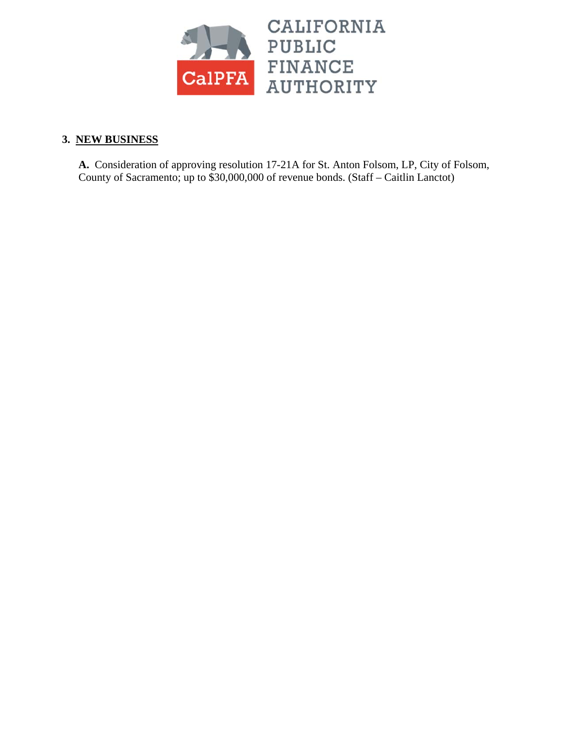CALIFORNIA PUBLIC FINANCE AUTHORITY

CalPFA

## 3. NEW BUSINESS

**A.** Consideration of approving resolution 17-21A for St. Anton Folsom, LP, City of Folsom, County of Sacramento; up to $30,000,000 of revenue bonds. (Staff – Caitlin Lanctot)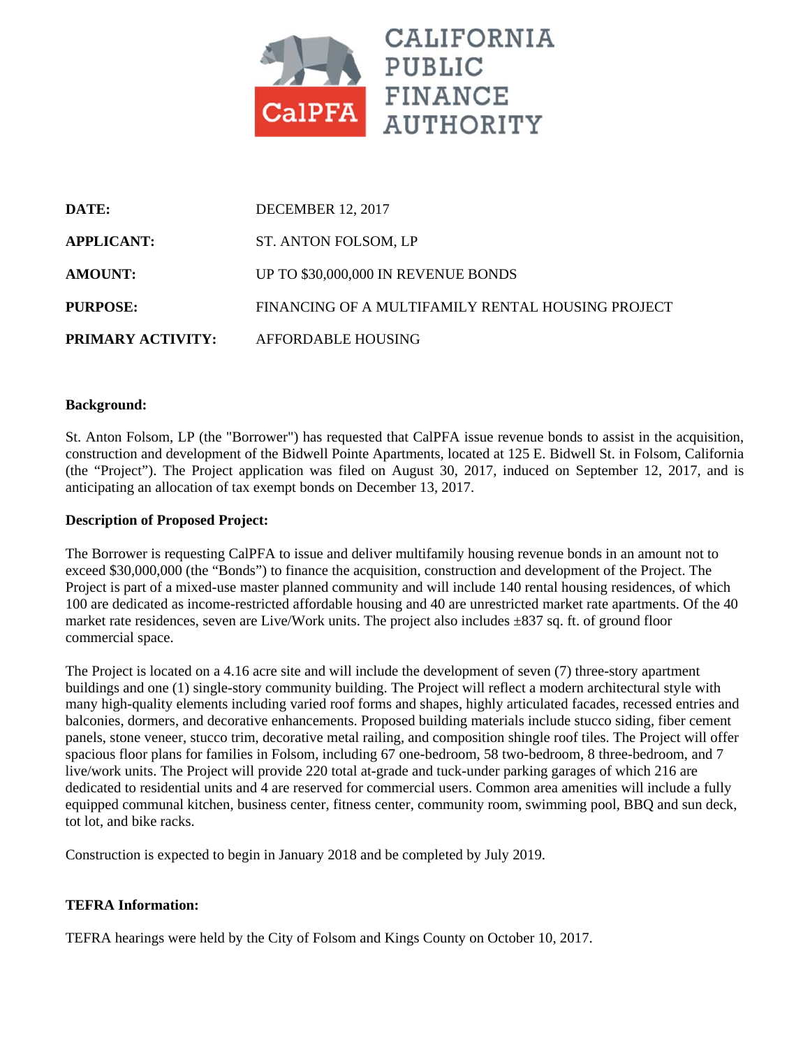**CALIFORNIA PUBLIC FINANCE AUTHORITY**

| | |
|---|---|
| **DATE:** | DECEMBER 12, 2017 |
| **APPLICANT:** | ST. ANTON FOLSOM, LP |
| **AMOUNT:** | UP TO $30,000,000 IN REVENUE BONDS |
| **PURPOSE:** | FINANCING OF A MULTIFAMILY RENTAL HOUSING PROJECT |
| **PRIMARY ACTIVITY:** | AFFORDABLE HOUSING |

**Background:**

St. Anton Folsom, LP (the "Borrower") has requested that CalPFA issue revenue bonds to assist in the acquisition, construction and development of the Bidwell Pointe Apartments, located at 125 E. Bidwell St. in Folsom, California (the "Project"). The Project application was filed on August 30, 2017, induced on September 12, 2017, and is anticipating an allocation of tax exempt bonds on December 13, 2017.

**Description of Proposed Project:**

The Borrower is requesting CalPFA to issue and deliver multifamily housing revenue bonds in an amount not to exceed $30,000,000 (the "Bonds") to finance the acquisition, construction and development of the Project. The Project is part of a mixed-use master planned community and will include 140 rental housing residences, of which 100 are dedicated as income-restricted affordable housing and 40 are unrestricted market rate apartments. Of the 40 market rate residences, seven are Live/Work units. The project also includes ±837 sq. ft. of ground floor commercial space.

The Project is located on a 4.16 acre site and will include the development of seven (7) three-story apartment buildings and one (1) single-story community building. The Project will reflect a modern architectural style with many high-quality elements including varied roof forms and shapes, highly articulated facades, recessed entries and balconies, dormers, and decorative enhancements. Proposed building materials include stucco siding, fiber cement panels, stone veneer, stucco trim, decorative metal railing, and composition shingle roof tiles. The Project will offer spacious floor plans for families in Folsom, including 67 one-bedroom, 58 two-bedroom, 8 three-bedroom, and 7 live/work units. The Project will provide 220 total at-grade and tuck-under parking garages of which 216 are dedicated to residential units and 4 are reserved for commercial users. Common area amenities will include a fully equipped communal kitchen, business center, fitness center, community room, swimming pool, BBQ and sun deck, tot lot, and bike racks.

Construction is expected to begin in January 2018 and be completed by July 2019.

**TEFRA Information:**

TEFRA hearings were held by the City of Folsom and Kings County on October 10, 2017.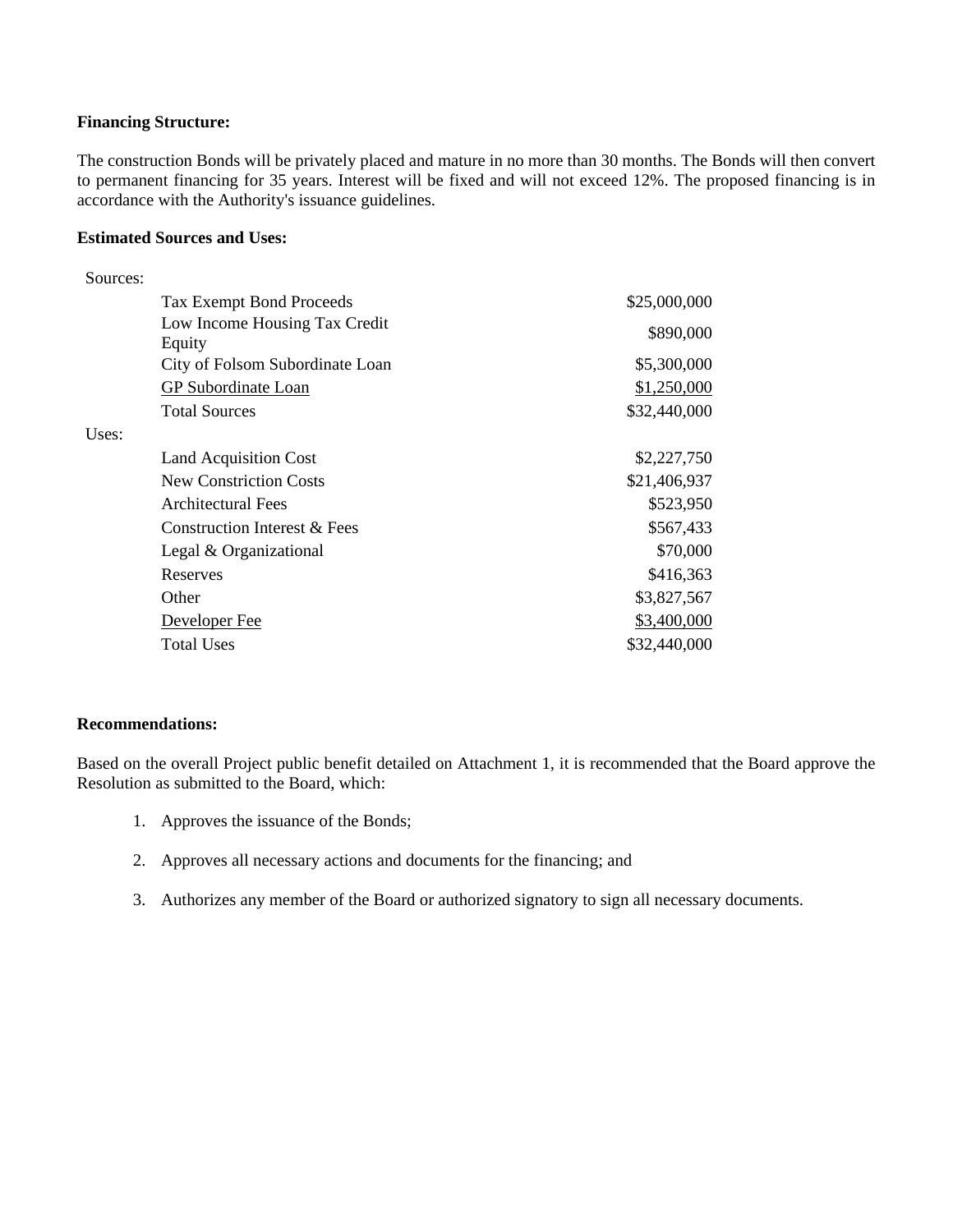**Financing Structure:**

The construction Bonds will be privately placed and mature in no more than 30 months. The Bonds will then convert to permanent financing for 35 years. Interest will be fixed and will not exceed 12%. The proposed financing is in accordance with the Authority's issuance guidelines.

**Estimated Sources and Uses:**

| | | |
|---|---|---|
| Sources: | | |
| | Tax Exempt Bond Proceeds | $25,000,000 |
| | Low Income Housing Tax Credit Equity | $890,000 |
| | City of Folsom Subordinate Loan | $5,300,000 |
| | GP Subordinate Loan | $1,250,000 |
| | Total Sources | $32,440,000 |
| Uses: | | |
| | Land Acquisition Cost | $2,227,750 |
| | New Constriction Costs | $21,406,937 |
| | Architectural Fees | $523,950 |
| | Construction Interest & Fees | $567,433 |
| | Legal & Organizational | $70,000 |
| | Reserves | $416,363 |
| | Other | $3,827,567 |
| | Developer Fee | $3,400,000 |
| | Total Uses | $32,440,000 |

**Recommendations:**

Based on the overall Project public benefit detailed on Attachment 1, it is recommended that the Board approve the Resolution as submitted to the Board, which:

1. Approves the issuance of the Bonds;

2. Approves all necessary actions and documents for the financing; and

3. Authorizes any member of the Board or authorized signatory to sign all necessary documents.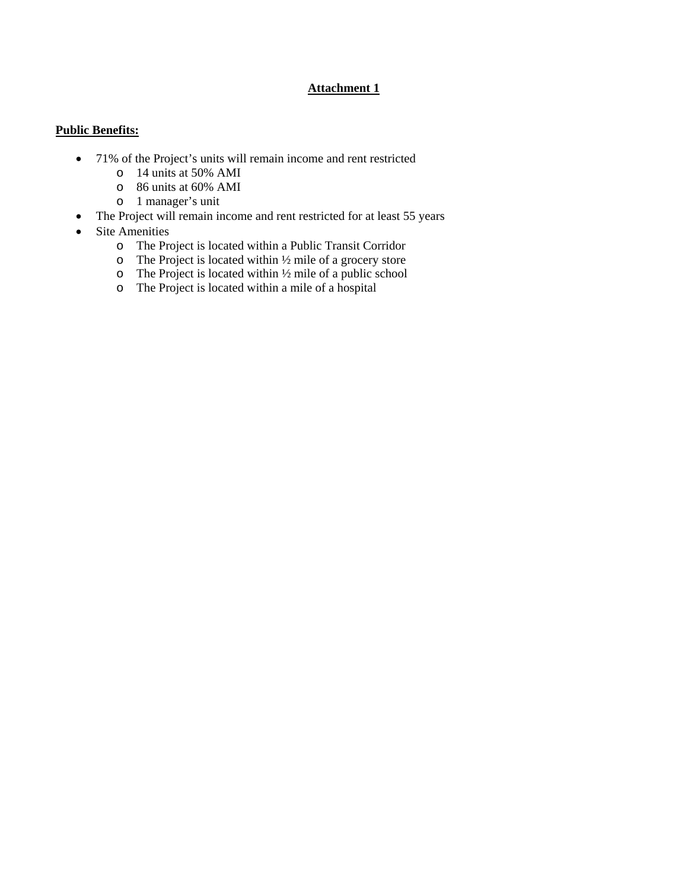# Attachment 1

**Public Benefits:**

- 71% of the Project's units will remain income and rent restricted
  - 14 units at 50% AMI
  - 86 units at 60% AMI
  - 1 manager's unit
- The Project will remain income and rent restricted for at least 55 years
- Site Amenities
  - The Project is located within a Public Transit Corridor
  - The Project is located within ½ mile of a grocery store
  - The Project is located within ½ mile of a public school
  - The Project is located within a mile of a hospital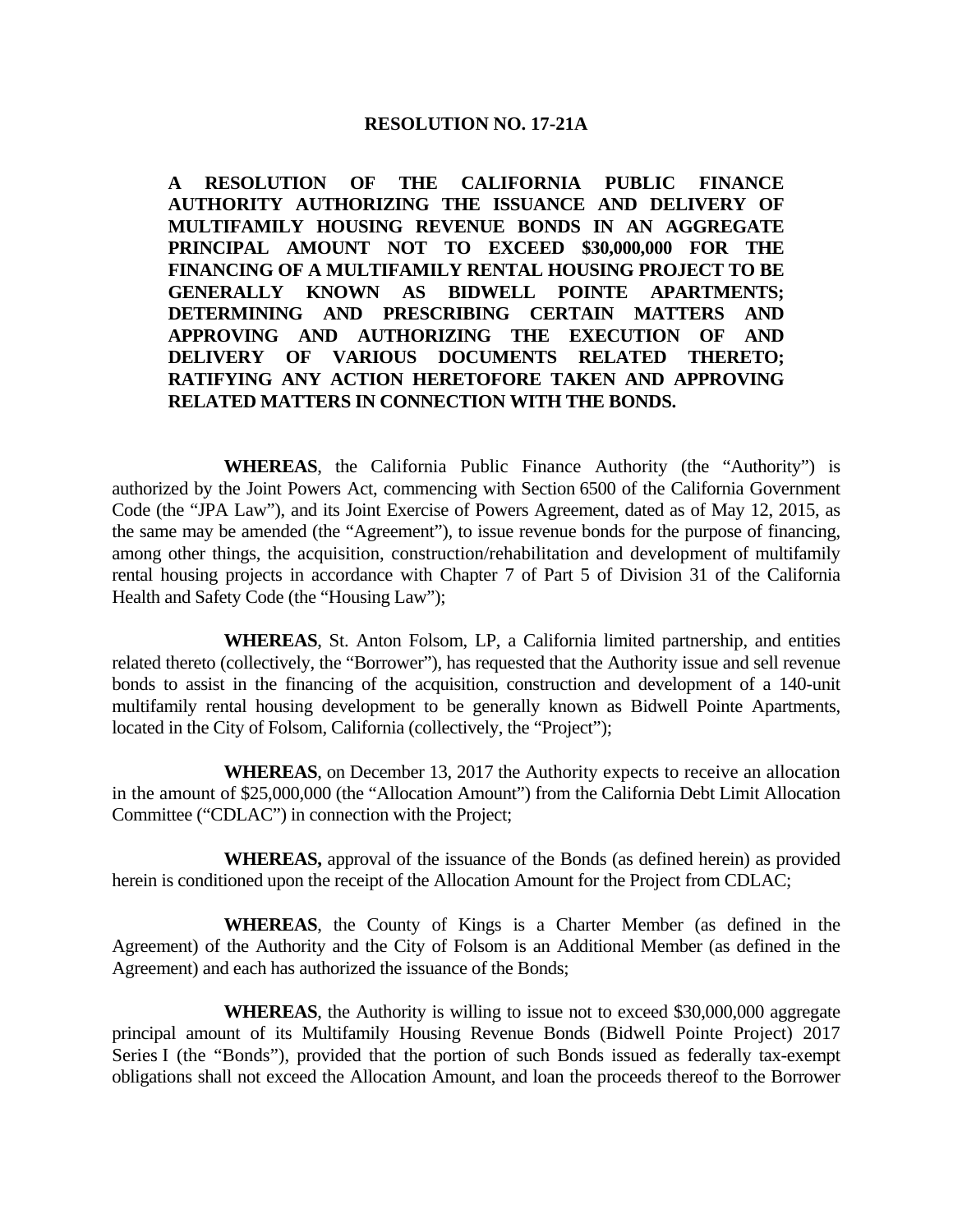**RESOLUTION NO. 17-21A**

**A RESOLUTION OF THE CALIFORNIA PUBLIC FINANCE AUTHORITY AUTHORIZING THE ISSUANCE AND DELIVERY OF MULTIFAMILY HOUSING REVENUE BONDS IN AN AGGREGATE PRINCIPAL AMOUNT NOT TO EXCEED $30,000,000 FOR THE FINANCING OF A MULTIFAMILY RENTAL HOUSING PROJECT TO BE GENERALLY KNOWN AS BIDWELL POINTE APARTMENTS; DETERMINING AND PRESCRIBING CERTAIN MATTERS AND APPROVING AND AUTHORIZING THE EXECUTION OF AND DELIVERY OF VARIOUS DOCUMENTS RELATED THERETO; RATIFYING ANY ACTION HERETOFORE TAKEN AND APPROVING RELATED MATTERS IN CONNECTION WITH THE BONDS.**

**WHEREAS**, the California Public Finance Authority (the "Authority") is authorized by the Joint Powers Act, commencing with Section 6500 of the California Government Code (the "JPA Law"), and its Joint Exercise of Powers Agreement, dated as of May 12, 2015, as the same may be amended (the "Agreement"), to issue revenue bonds for the purpose of financing, among other things, the acquisition, construction/rehabilitation and development of multifamily rental housing projects in accordance with Chapter 7 of Part 5 of Division 31 of the California Health and Safety Code (the "Housing Law");

**WHEREAS**, St. Anton Folsom, LP, a California limited partnership, and entities related thereto (collectively, the "Borrower"), has requested that the Authority issue and sell revenue bonds to assist in the financing of the acquisition, construction and development of a 140-unit multifamily rental housing development to be generally known as Bidwell Pointe Apartments, located in the City of Folsom, California (collectively, the "Project");

**WHEREAS**, on December 13, 2017 the Authority expects to receive an allocation in the amount of $25,000,000 (the "Allocation Amount") from the California Debt Limit Allocation Committee ("CDLAC") in connection with the Project;

**WHEREAS,** approval of the issuance of the Bonds (as defined herein) as provided herein is conditioned upon the receipt of the Allocation Amount for the Project from CDLAC;

**WHEREAS**, the County of Kings is a Charter Member (as defined in the Agreement) of the Authority and the City of Folsom is an Additional Member (as defined in the Agreement) and each has authorized the issuance of the Bonds;

**WHEREAS**, the Authority is willing to issue not to exceed $30,000,000 aggregate principal amount of its Multifamily Housing Revenue Bonds (Bidwell Pointe Project) 2017 Series I (the "Bonds"), provided that the portion of such Bonds issued as federally tax-exempt obligations shall not exceed the Allocation Amount, and loan the proceeds thereof to the Borrower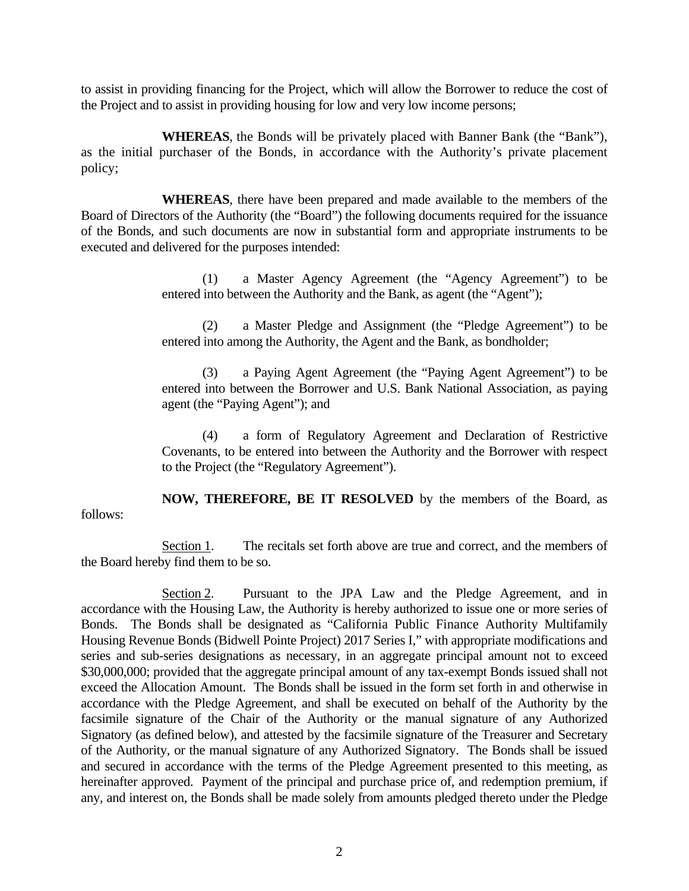to assist in providing financing for the Project, which will allow the Borrower to reduce the cost of the Project and to assist in providing housing for low and very low income persons;

**WHEREAS**, the Bonds will be privately placed with Banner Bank (the "Bank"), as the initial purchaser of the Bonds, in accordance with the Authority's private placement policy;

**WHEREAS**, there have been prepared and made available to the members of the Board of Directors of the Authority (the "Board") the following documents required for the issuance of the Bonds, and such documents are now in substantial form and appropriate instruments to be executed and delivered for the purposes intended:

(1) a Master Agency Agreement (the "Agency Agreement") to be entered into between the Authority and the Bank, as agent (the "Agent");

(2) a Master Pledge and Assignment (the "Pledge Agreement") to be entered into among the Authority, the Agent and the Bank, as bondholder;

(3) a Paying Agent Agreement (the "Paying Agent Agreement") to be entered into between the Borrower and U.S. Bank National Association, as paying agent (the "Paying Agent"); and

(4) a form of Regulatory Agreement and Declaration of Restrictive Covenants, to be entered into between the Authority and the Borrower with respect to the Project (the "Regulatory Agreement").

**NOW, THEREFORE, BE IT RESOLVED** by the members of the Board, as follows:

Section 1. The recitals set forth above are true and correct, and the members of the Board hereby find them to be so.

Section 2. Pursuant to the JPA Law and the Pledge Agreement, and in accordance with the Housing Law, the Authority is hereby authorized to issue one or more series of Bonds. The Bonds shall be designated as "California Public Finance Authority Multifamily Housing Revenue Bonds (Bidwell Pointe Project) 2017 Series I," with appropriate modifications and series and sub-series designations as necessary, in an aggregate principal amount not to exceed $30,000,000; provided that the aggregate principal amount of any tax-exempt Bonds issued shall not exceed the Allocation Amount. The Bonds shall be issued in the form set forth in and otherwise in accordance with the Pledge Agreement, and shall be executed on behalf of the Authority by the facsimile signature of the Chair of the Authority or the manual signature of any Authorized Signatory (as defined below), and attested by the facsimile signature of the Treasurer and Secretary of the Authority, or the manual signature of any Authorized Signatory. The Bonds shall be issued and secured in accordance with the terms of the Pledge Agreement presented to this meeting, as hereinafter approved. Payment of the principal and purchase price of, and redemption premium, if any, and interest on, the Bonds shall be made solely from amounts pledged thereto under the Pledge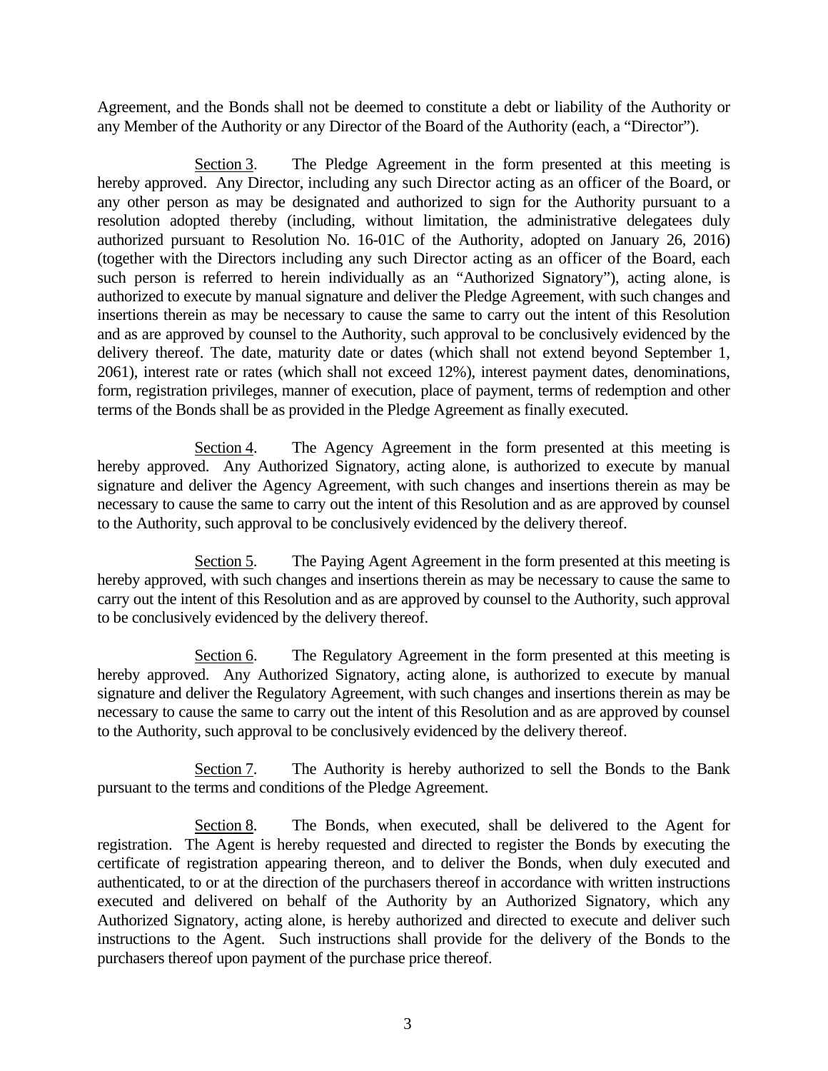Agreement, and the Bonds shall not be deemed to constitute a debt or liability of the Authority or any Member of the Authority or any Director of the Board of the Authority (each, a "Director").

Section 3. The Pledge Agreement in the form presented at this meeting is hereby approved. Any Director, including any such Director acting as an officer of the Board, or any other person as may be designated and authorized to sign for the Authority pursuant to a resolution adopted thereby (including, without limitation, the administrative delegatees duly authorized pursuant to Resolution No. 16-01C of the Authority, adopted on January 26, 2016) (together with the Directors including any such Director acting as an officer of the Board, each such person is referred to herein individually as an "Authorized Signatory"), acting alone, is authorized to execute by manual signature and deliver the Pledge Agreement, with such changes and insertions therein as may be necessary to cause the same to carry out the intent of this Resolution and as are approved by counsel to the Authority, such approval to be conclusively evidenced by the delivery thereof. The date, maturity date or dates (which shall not extend beyond September 1, 2061), interest rate or rates (which shall not exceed 12%), interest payment dates, denominations, form, registration privileges, manner of execution, place of payment, terms of redemption and other terms of the Bonds shall be as provided in the Pledge Agreement as finally executed.

Section 4. The Agency Agreement in the form presented at this meeting is hereby approved. Any Authorized Signatory, acting alone, is authorized to execute by manual signature and deliver the Agency Agreement, with such changes and insertions therein as may be necessary to cause the same to carry out the intent of this Resolution and as are approved by counsel to the Authority, such approval to be conclusively evidenced by the delivery thereof.

Section 5. The Paying Agent Agreement in the form presented at this meeting is hereby approved, with such changes and insertions therein as may be necessary to cause the same to carry out the intent of this Resolution and as are approved by counsel to the Authority, such approval to be conclusively evidenced by the delivery thereof.

Section 6. The Regulatory Agreement in the form presented at this meeting is hereby approved. Any Authorized Signatory, acting alone, is authorized to execute by manual signature and deliver the Regulatory Agreement, with such changes and insertions therein as may be necessary to cause the same to carry out the intent of this Resolution and as are approved by counsel to the Authority, such approval to be conclusively evidenced by the delivery thereof.

Section 7. The Authority is hereby authorized to sell the Bonds to the Bank pursuant to the terms and conditions of the Pledge Agreement.

Section 8. The Bonds, when executed, shall be delivered to the Agent for registration. The Agent is hereby requested and directed to register the Bonds by executing the certificate of registration appearing thereon, and to deliver the Bonds, when duly executed and authenticated, to or at the direction of the purchasers thereof in accordance with written instructions executed and delivered on behalf of the Authority by an Authorized Signatory, which any Authorized Signatory, acting alone, is hereby authorized and directed to execute and deliver such instructions to the Agent. Such instructions shall provide for the delivery of the Bonds to the purchasers thereof upon payment of the purchase price thereof.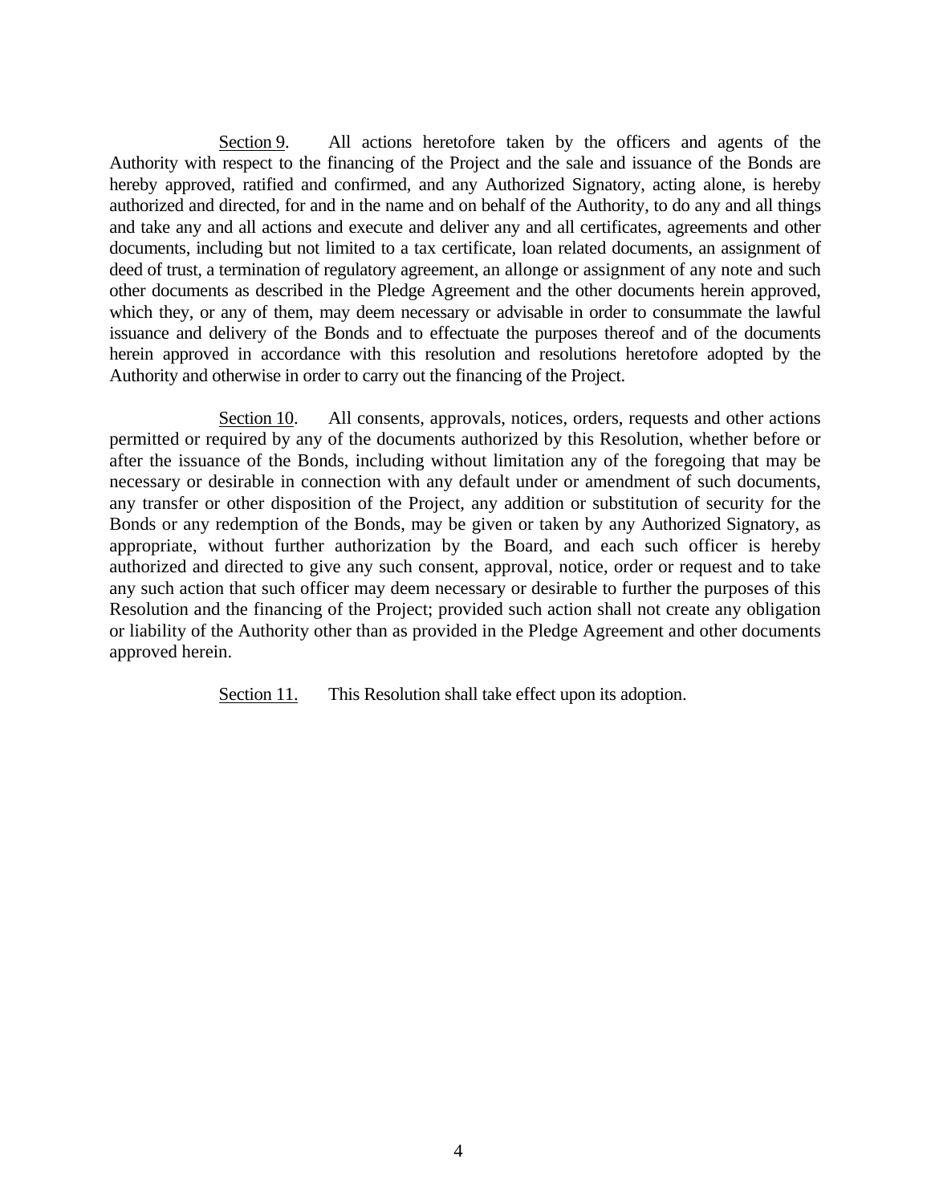Section 9. All actions heretofore taken by the officers and agents of the Authority with respect to the financing of the Project and the sale and issuance of the Bonds are hereby approved, ratified and confirmed, and any Authorized Signatory, acting alone, is hereby authorized and directed, for and in the name and on behalf of the Authority, to do any and all things and take any and all actions and execute and deliver any and all certificates, agreements and other documents, including but not limited to a tax certificate, loan related documents, an assignment of deed of trust, a termination of regulatory agreement, an allonge or assignment of any note and such other documents as described in the Pledge Agreement and the other documents herein approved, which they, or any of them, may deem necessary or advisable in order to consummate the lawful issuance and delivery of the Bonds and to effectuate the purposes thereof and of the documents herein approved in accordance with this resolution and resolutions heretofore adopted by the Authority and otherwise in order to carry out the financing of the Project.

Section 10. All consents, approvals, notices, orders, requests and other actions permitted or required by any of the documents authorized by this Resolution, whether before or after the issuance of the Bonds, including without limitation any of the foregoing that may be necessary or desirable in connection with any default under or amendment of such documents, any transfer or other disposition of the Project, any addition or substitution of security for the Bonds or any redemption of the Bonds, may be given or taken by any Authorized Signatory, as appropriate, without further authorization by the Board, and each such officer is hereby authorized and directed to give any such consent, approval, notice, order or request and to take any such action that such officer may deem necessary or desirable to further the purposes of this Resolution and the financing of the Project; provided such action shall not create any obligation or liability of the Authority other than as provided in the Pledge Agreement and other documents approved herein.

Section 11. This Resolution shall take effect upon its adoption.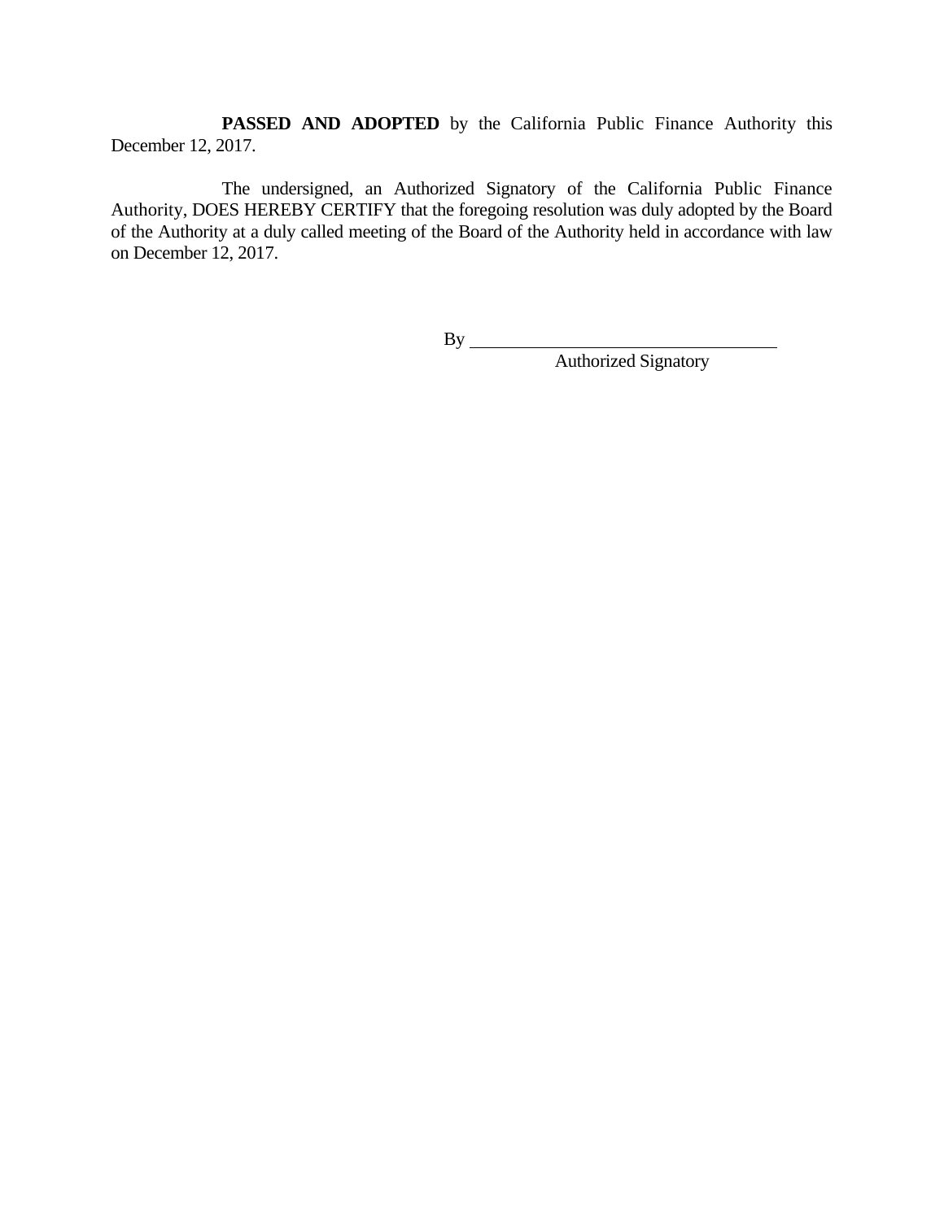**PASSED AND ADOPTED** by the California Public Finance Authority this December 12, 2017.

The undersigned, an Authorized Signatory of the California Public Finance Authority, DOES HEREBY CERTIFY that the foregoing resolution was duly adopted by the Board of the Authority at a duly called meeting of the Board of the Authority held in accordance with law on December 12, 2017.

By ___________________________________

Authorized Signatory